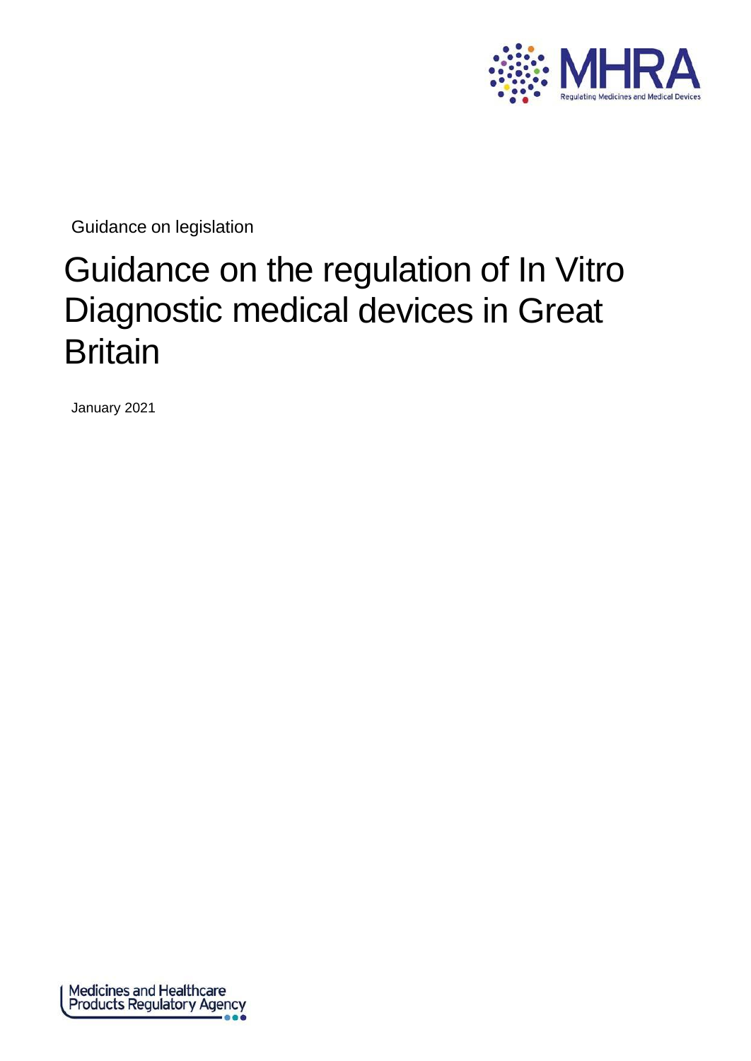Guidance on legislation

# Guidance on the regulation of In Vitro Diagnostic medical devices in Great Britain

January 2021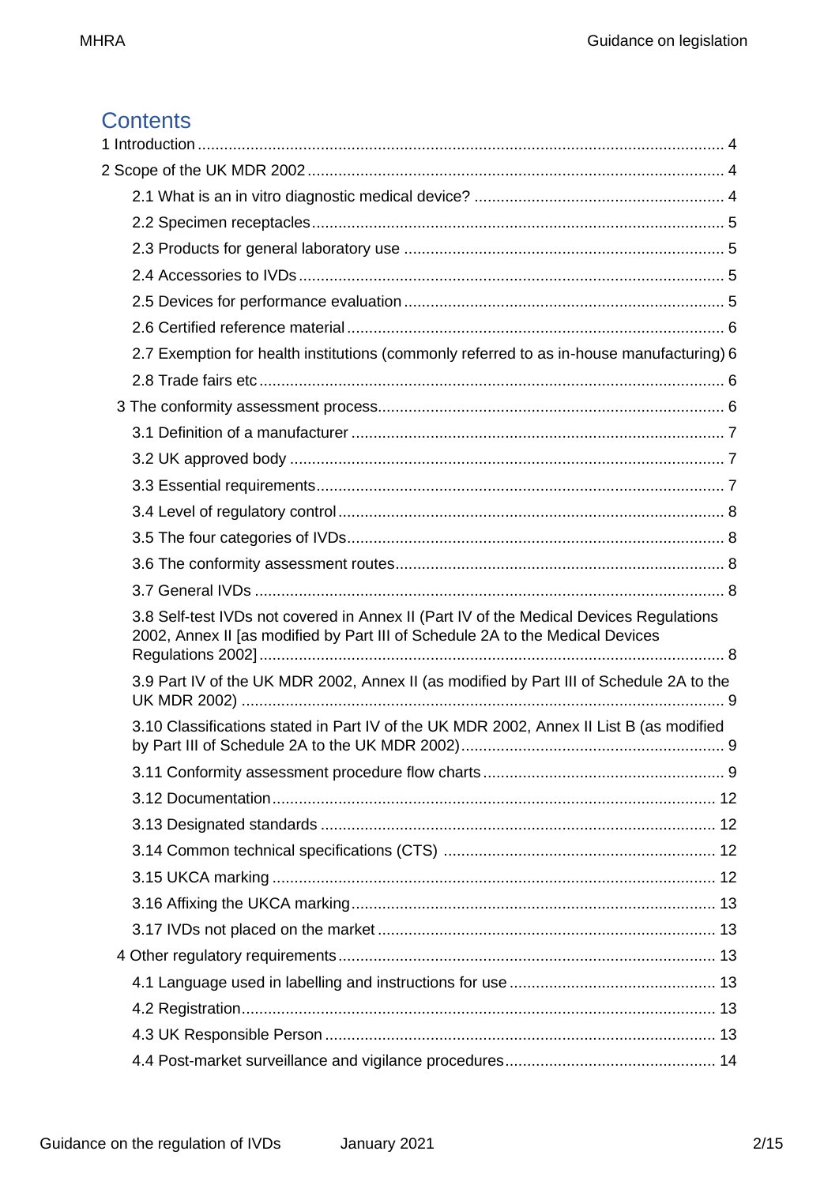## Contents

1 Introduction ... 4

2 Scope of the UK MDR 2002 ... 4

- 2.1 What is an in vitro diagnostic medical device? ... 4
- 2.2 Specimen receptacles ... 5
- 2.3 Products for general laboratory use ... 5
- 2.4 Accessories to IVDs ... 5
- 2.5 Devices for performance evaluation ... 5
- 2.6 Certified reference material ... 6
- 2.7 Exemption for health institutions (commonly referred to as in-house manufacturing) 6
- 2.8 Trade fairs etc ... 6

3 The conformity assessment process ... 6

- 3.1 Definition of a manufacturer ... 7
- 3.2 UK approved body ... 7
- 3.3 Essential requirements ... 7
- 3.4 Level of regulatory control ... 8
- 3.5 The four categories of IVDs ... 8
- 3.6 The conformity assessment routes ... 8
- 3.7 General IVDs ... 8
- 3.8 Self-test IVDs not covered in Annex II (Part IV of the Medical Devices Regulations 2002, Annex II [as modified by Part III of Schedule 2A to the Medical Devices Regulations 2002] ... 8
- 3.9 Part IV of the UK MDR 2002, Annex II (as modified by Part III of Schedule 2A to the UK MDR 2002) ... 9
- 3.10 Classifications stated in Part IV of the UK MDR 2002, Annex II List B (as modified by Part III of Schedule 2A to the UK MDR 2002) ... 9
- 3.11 Conformity assessment procedure flow charts ... 9
- 3.12 Documentation ... 12
- 3.13 Designated standards ... 12
- 3.14 Common technical specifications (CTS) ... 12
- 3.15 UKCA marking ... 12
- 3.16 Affixing the UKCA marking ... 13
- 3.17 IVDs not placed on the market ... 13

4 Other regulatory requirements ... 13

- 4.1 Language used in labelling and instructions for use ... 13
- 4.2 Registration ... 13
- 4.3 UK Responsible Person ... 13
- 4.4 Post-market surveillance and vigilance procedures ... 14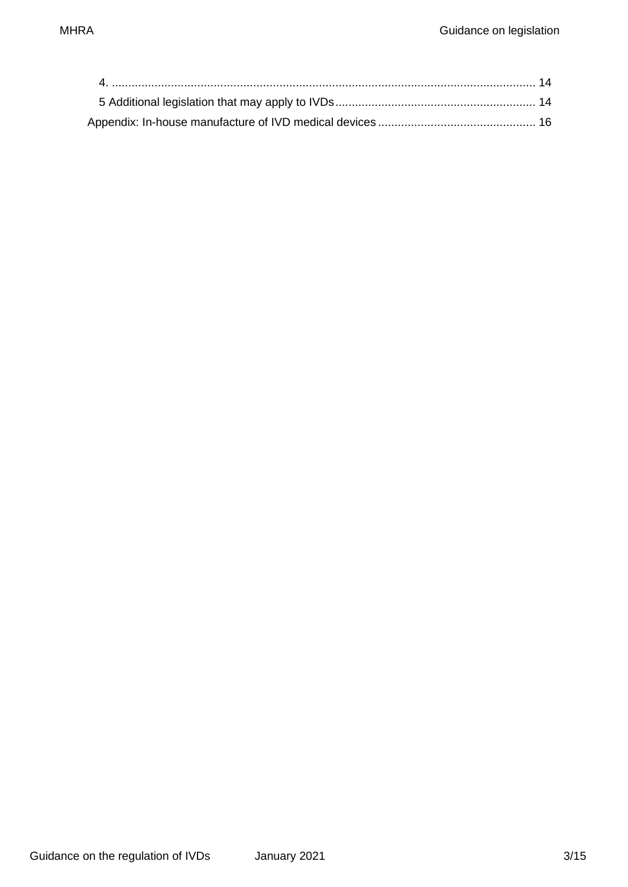4. ................................................................................................................................ 14

5 Additional legislation that may apply to IVDs ............................................................ 14

Appendix: In-house manufacture of IVD medical devices ................................................ 16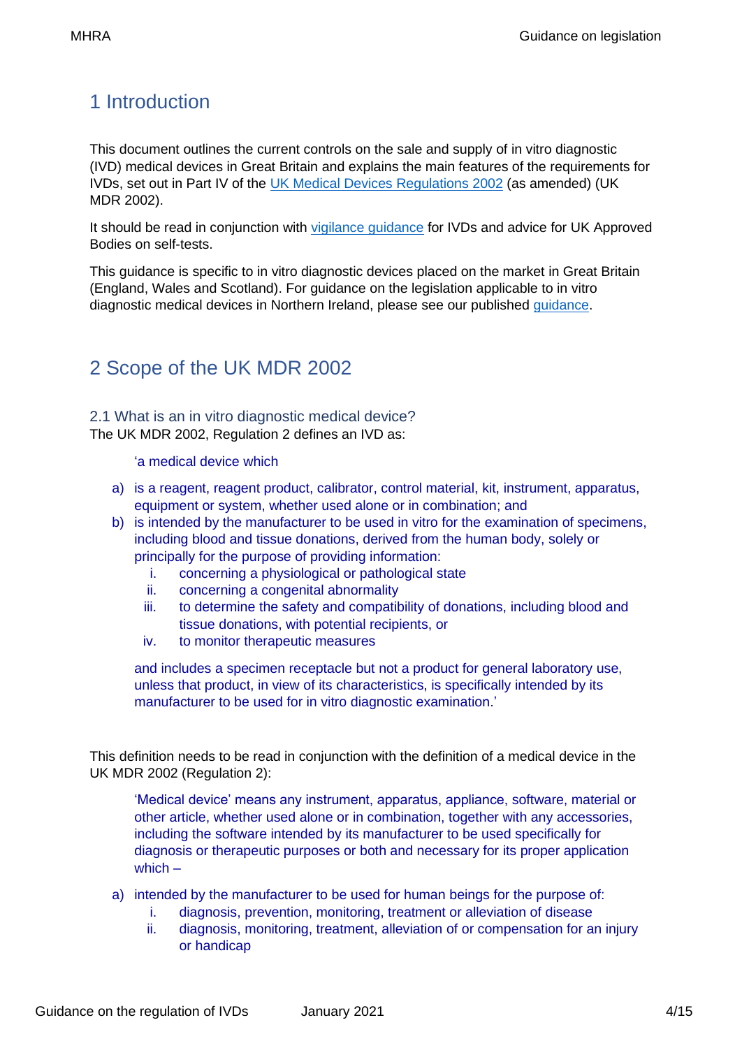# 1 Introduction

This document outlines the current controls on the sale and supply of in vitro diagnostic (IVD) medical devices in Great Britain and explains the main features of the requirements for IVDs, set out in Part IV of the [UK Medical Devices Regulations 2002](#) (as amended) (UK MDR 2002).

It should be read in conjunction with [vigilance guidance](#) for IVDs and advice for UK Approved Bodies on self-tests.

This guidance is specific to in vitro diagnostic devices placed on the market in Great Britain (England, Wales and Scotland). For guidance on the legislation applicable to in vitro diagnostic medical devices in Northern Ireland, please see our published [guidance](#).

# 2 Scope of the UK MDR 2002

## 2.1 What is an in vitro diagnostic medical device?

The UK MDR 2002, Regulation 2 defines an IVD as:

> 'a medical device which
>
> a) is a reagent, reagent product, calibrator, control material, kit, instrument, apparatus, equipment or system, whether used alone or in combination; and
>
> b) is intended by the manufacturer to be used in vitro for the examination of specimens, including blood and tissue donations, derived from the human body, solely or principally for the purpose of providing information:
>    i. concerning a physiological or pathological state
>    ii. concerning a congenital abnormality
>    iii. to determine the safety and compatibility of donations, including blood and tissue donations, with potential recipients, or
>    iv. to monitor therapeutic measures
>
> and includes a specimen receptacle but not a product for general laboratory use, unless that product, in view of its characteristics, is specifically intended by its manufacturer to be used for in vitro diagnostic examination.'

This definition needs to be read in conjunction with the definition of a medical device in the UK MDR 2002 (Regulation 2):

> 'Medical device' means any instrument, apparatus, appliance, software, material or other article, whether used alone or in combination, together with any accessories, including the software intended by its manufacturer to be used specifically for diagnosis or therapeutic purposes or both and necessary for its proper application which –
>
> a) intended by the manufacturer to be used for human beings for the purpose of:
>    i. diagnosis, prevention, monitoring, treatment or alleviation of disease
>    ii. diagnosis, monitoring, treatment, alleviation of or compensation for an injury or handicap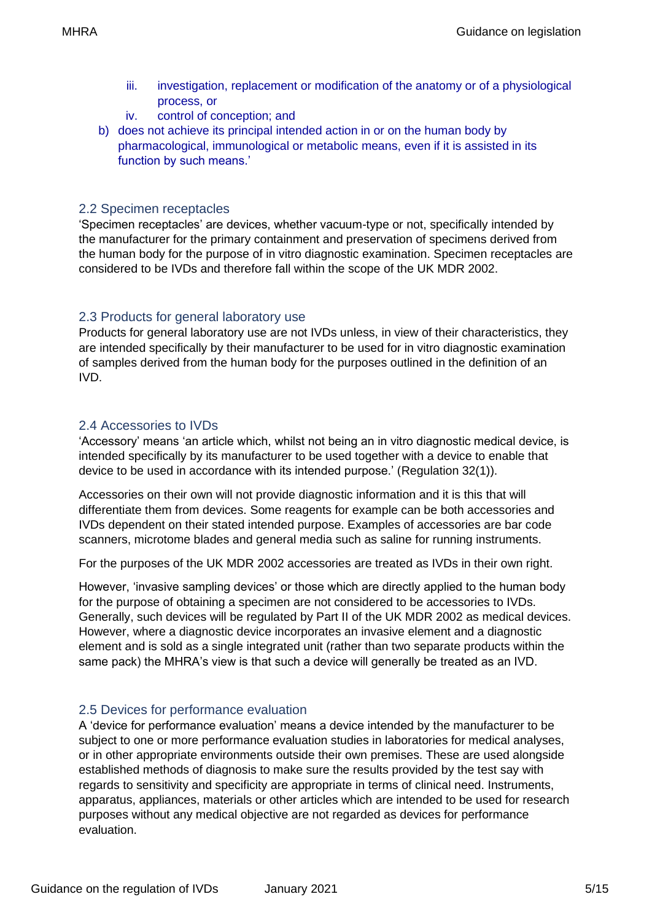iii. investigation, replacement or modification of the anatomy or of a physiological process, or
   iv. control of conception; and

b) does not achieve its principal intended action in or on the human body by pharmacological, immunological or metabolic means, even if it is assisted in its function by such means.'

## 2.2 Specimen receptacles

'Specimen receptacles' are devices, whether vacuum-type or not, specifically intended by the manufacturer for the primary containment and preservation of specimens derived from the human body for the purpose of in vitro diagnostic examination. Specimen receptacles are considered to be IVDs and therefore fall within the scope of the UK MDR 2002.

## 2.3 Products for general laboratory use

Products for general laboratory use are not IVDs unless, in view of their characteristics, they are intended specifically by their manufacturer to be used for in vitro diagnostic examination of samples derived from the human body for the purposes outlined in the definition of an IVD.

## 2.4 Accessories to IVDs

'Accessory' means 'an article which, whilst not being an in vitro diagnostic medical device, is intended specifically by its manufacturer to be used together with a device to enable that device to be used in accordance with its intended purpose.' (Regulation 32(1)).

Accessories on their own will not provide diagnostic information and it is this that will differentiate them from devices. Some reagents for example can be both accessories and IVDs dependent on their stated intended purpose. Examples of accessories are bar code scanners, microtome blades and general media such as saline for running instruments.

For the purposes of the UK MDR 2002 accessories are treated as IVDs in their own right.

However, 'invasive sampling devices' or those which are directly applied to the human body for the purpose of obtaining a specimen are not considered to be accessories to IVDs. Generally, such devices will be regulated by Part II of the UK MDR 2002 as medical devices. However, where a diagnostic device incorporates an invasive element and a diagnostic element and is sold as a single integrated unit (rather than two separate products within the same pack) the MHRA's view is that such a device will generally be treated as an IVD.

## 2.5 Devices for performance evaluation

A 'device for performance evaluation' means a device intended by the manufacturer to be subject to one or more performance evaluation studies in laboratories for medical analyses, or in other appropriate environments outside their own premises. These are used alongside established methods of diagnosis to make sure the results provided by the test say with regards to sensitivity and specificity are appropriate in terms of clinical need. Instruments, apparatus, appliances, materials or other articles which are intended to be used for research purposes without any medical objective are not regarded as devices for performance evaluation.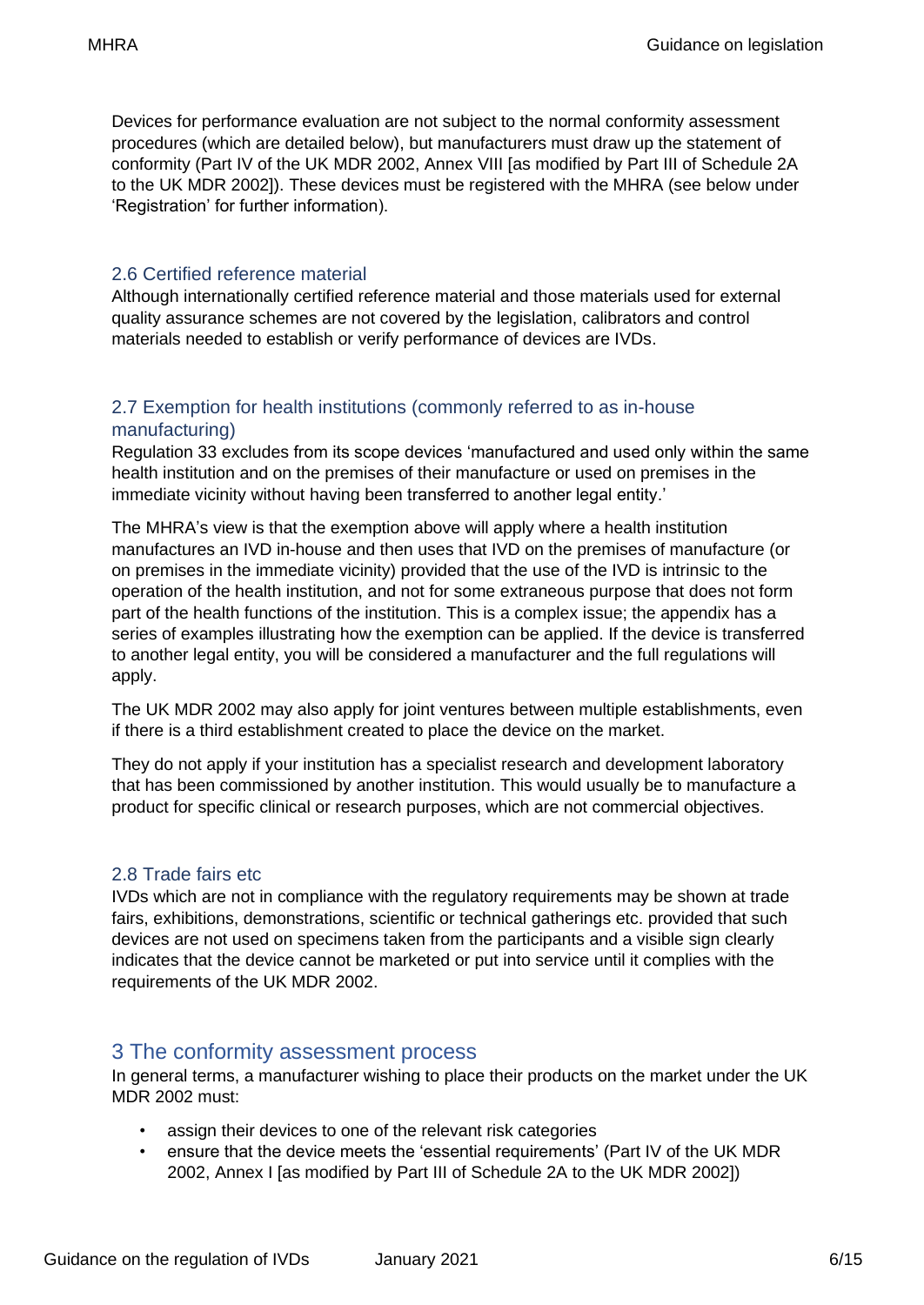Devices for performance evaluation are not subject to the normal conformity assessment procedures (which are detailed below), but manufacturers must draw up the statement of conformity (Part IV of the UK MDR 2002, Annex VIII [as modified by Part III of Schedule 2A to the UK MDR 2002]). These devices must be registered with the MHRA (see below under 'Registration' for further information).

### 2.6 Certified reference material

Although internationally certified reference material and those materials used for external quality assurance schemes are not covered by the legislation, calibrators and control materials needed to establish or verify performance of devices are IVDs.

### 2.7 Exemption for health institutions (commonly referred to as in-house manufacturing)

Regulation 33 excludes from its scope devices 'manufactured and used only within the same health institution and on the premises of their manufacture or used on premises in the immediate vicinity without having been transferred to another legal entity.'

The MHRA's view is that the exemption above will apply where a health institution manufactures an IVD in-house and then uses that IVD on the premises of manufacture (or on premises in the immediate vicinity) provided that the use of the IVD is intrinsic to the operation of the health institution, and not for some extraneous purpose that does not form part of the health functions of the institution. This is a complex issue; the appendix has a series of examples illustrating how the exemption can be applied. If the device is transferred to another legal entity, you will be considered a manufacturer and the full regulations will apply.

The UK MDR 2002 may also apply for joint ventures between multiple establishments, even if there is a third establishment created to place the device on the market.

They do not apply if your institution has a specialist research and development laboratory that has been commissioned by another institution. This would usually be to manufacture a product for specific clinical or research purposes, which are not commercial objectives.

### 2.8 Trade fairs etc

IVDs which are not in compliance with the regulatory requirements may be shown at trade fairs, exhibitions, demonstrations, scientific or technical gatherings etc. provided that such devices are not used on specimens taken from the participants and a visible sign clearly indicates that the device cannot be marketed or put into service until it complies with the requirements of the UK MDR 2002.

## 3 The conformity assessment process

In general terms, a manufacturer wishing to place their products on the market under the UK MDR 2002 must:

- assign their devices to one of the relevant risk categories
- ensure that the device meets the 'essential requirements' (Part IV of the UK MDR 2002, Annex I [as modified by Part III of Schedule 2A to the UK MDR 2002])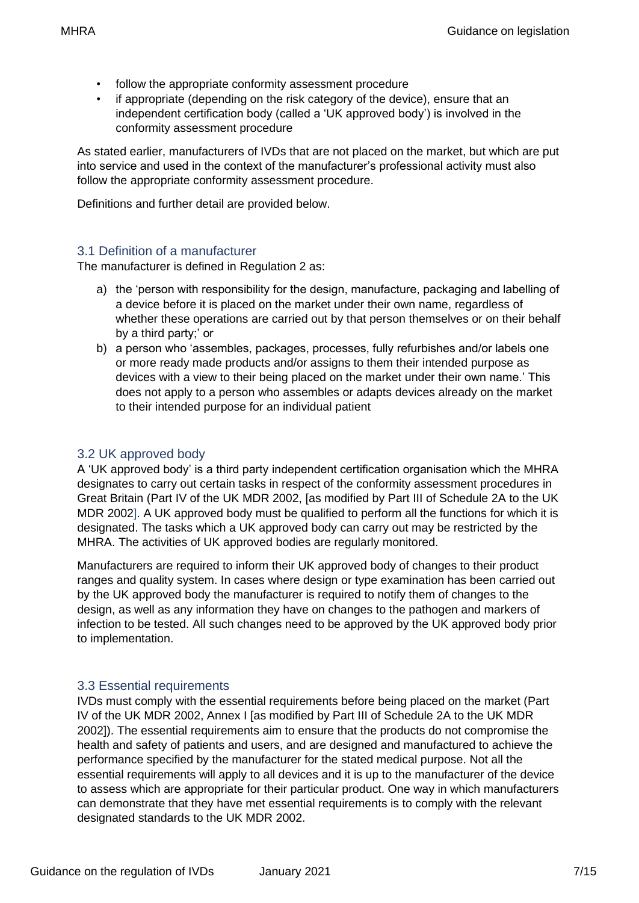- follow the appropriate conformity assessment procedure
- if appropriate (depending on the risk category of the device), ensure that an independent certification body (called a 'UK approved body') is involved in the conformity assessment procedure

As stated earlier, manufacturers of IVDs that are not placed on the market, but which are put into service and used in the context of the manufacturer's professional activity must also follow the appropriate conformity assessment procedure.

Definitions and further detail are provided below.

## 3.1 Definition of a manufacturer

The manufacturer is defined in Regulation 2 as:

a) the 'person with responsibility for the design, manufacture, packaging and labelling of a device before it is placed on the market under their own name, regardless of whether these operations are carried out by that person themselves or on their behalf by a third party;' or

b) a person who 'assembles, packages, processes, fully refurbishes and/or labels one or more ready made products and/or assigns to them their intended purpose as devices with a view to their being placed on the market under their own name.' This does not apply to a person who assembles or adapts devices already on the market to their intended purpose for an individual patient

## 3.2 UK approved body

A 'UK approved body' is a third party independent certification organisation which the MHRA designates to carry out certain tasks in respect of the conformity assessment procedures in Great Britain (Part IV of the UK MDR 2002, [as modified by Part III of Schedule 2A to the UK MDR 2002]. A UK approved body must be qualified to perform all the functions for which it is designated. The tasks which a UK approved body can carry out may be restricted by the MHRA. The activities of UK approved bodies are regularly monitored.

Manufacturers are required to inform their UK approved body of changes to their product ranges and quality system. In cases where design or type examination has been carried out by the UK approved body the manufacturer is required to notify them of changes to the design, as well as any information they have on changes to the pathogen and markers of infection to be tested. All such changes need to be approved by the UK approved body prior to implementation.

## 3.3 Essential requirements

IVDs must comply with the essential requirements before being placed on the market (Part IV of the UK MDR 2002, Annex I [as modified by Part III of Schedule 2A to the UK MDR 2002]). The essential requirements aim to ensure that the products do not compromise the health and safety of patients and users, and are designed and manufactured to achieve the performance specified by the manufacturer for the stated medical purpose. Not all the essential requirements will apply to all devices and it is up to the manufacturer of the device to assess which are appropriate for their particular product. One way in which manufacturers can demonstrate that they have met essential requirements is to comply with the relevant designated standards to the UK MDR 2002.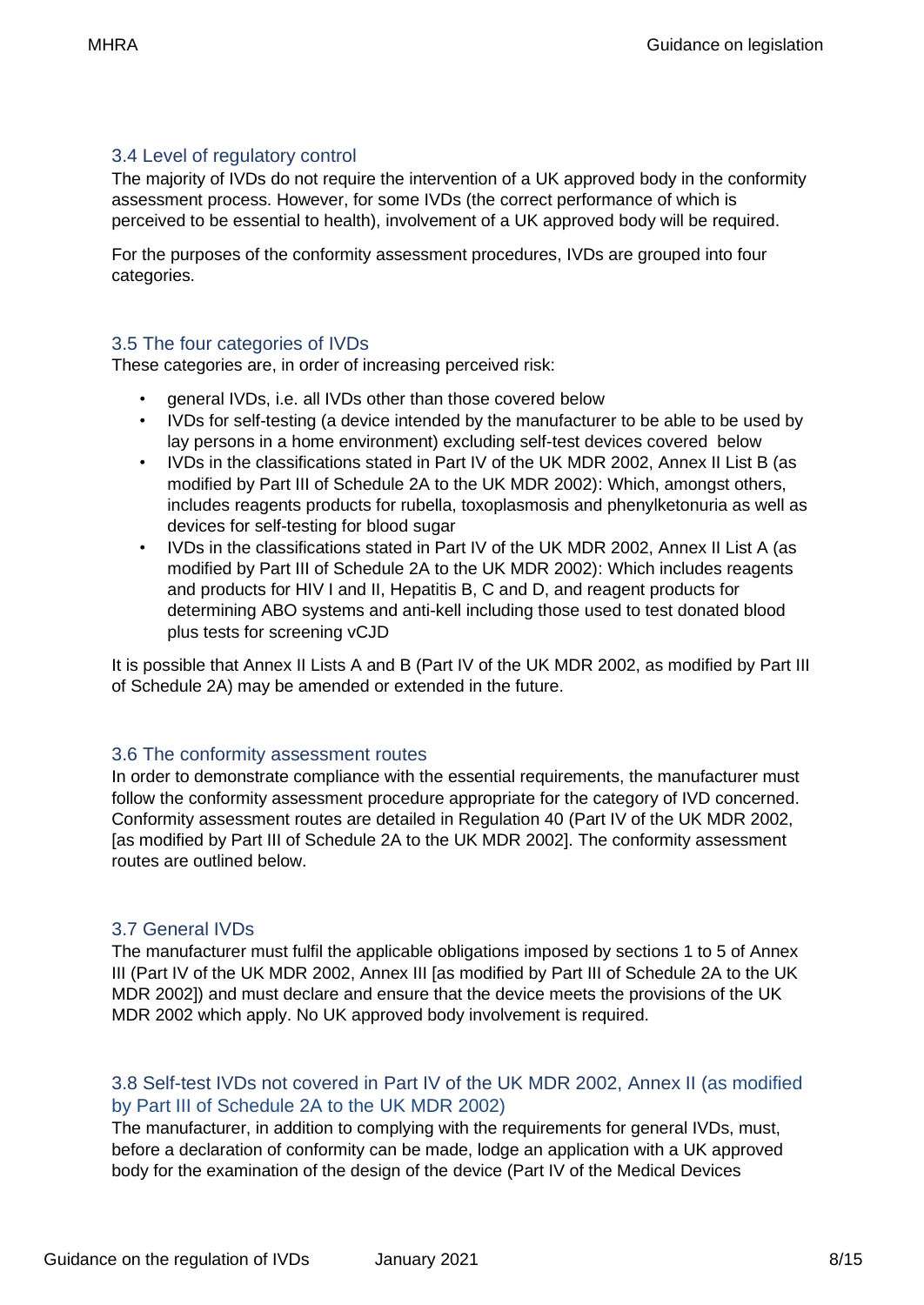### 3.4 Level of regulatory control

The majority of IVDs do not require the intervention of a UK approved body in the conformity assessment process. However, for some IVDs (the correct performance of which is perceived to be essential to health), involvement of a UK approved body will be required.

For the purposes of the conformity assessment procedures, IVDs are grouped into four categories.

### 3.5 The four categories of IVDs

These categories are, in order of increasing perceived risk:

- general IVDs, i.e. all IVDs other than those covered below
- IVDs for self-testing (a device intended by the manufacturer to be able to be used by lay persons in a home environment) excluding self-test devices covered below
- IVDs in the classifications stated in Part IV of the UK MDR 2002, Annex II List B (as modified by Part III of Schedule 2A to the UK MDR 2002): Which, amongst others, includes reagents products for rubella, toxoplasmosis and phenylketonuria as well as devices for self-testing for blood sugar
- IVDs in the classifications stated in Part IV of the UK MDR 2002, Annex II List A (as modified by Part III of Schedule 2A to the UK MDR 2002): Which includes reagents and products for HIV I and II, Hepatitis B, C and D, and reagent products for determining ABO systems and anti-kell including those used to test donated blood plus tests for screening vCJD

It is possible that Annex II Lists A and B (Part IV of the UK MDR 2002, as modified by Part III of Schedule 2A) may be amended or extended in the future.

### 3.6 The conformity assessment routes

In order to demonstrate compliance with the essential requirements, the manufacturer must follow the conformity assessment procedure appropriate for the category of IVD concerned. Conformity assessment routes are detailed in Regulation 40 (Part IV of the UK MDR 2002, [as modified by Part III of Schedule 2A to the UK MDR 2002]. The conformity assessment routes are outlined below.

### 3.7 General IVDs

The manufacturer must fulfil the applicable obligations imposed by sections 1 to 5 of Annex III (Part IV of the UK MDR 2002, Annex III [as modified by Part III of Schedule 2A to the UK MDR 2002]) and must declare and ensure that the device meets the provisions of the UK MDR 2002 which apply. No UK approved body involvement is required.

### 3.8 Self-test IVDs not covered in Part IV of the UK MDR 2002, Annex II (as modified by Part III of Schedule 2A to the UK MDR 2002)

The manufacturer, in addition to complying with the requirements for general IVDs, must, before a declaration of conformity can be made, lodge an application with a UK approved body for the examination of the design of the device (Part IV of the Medical Devices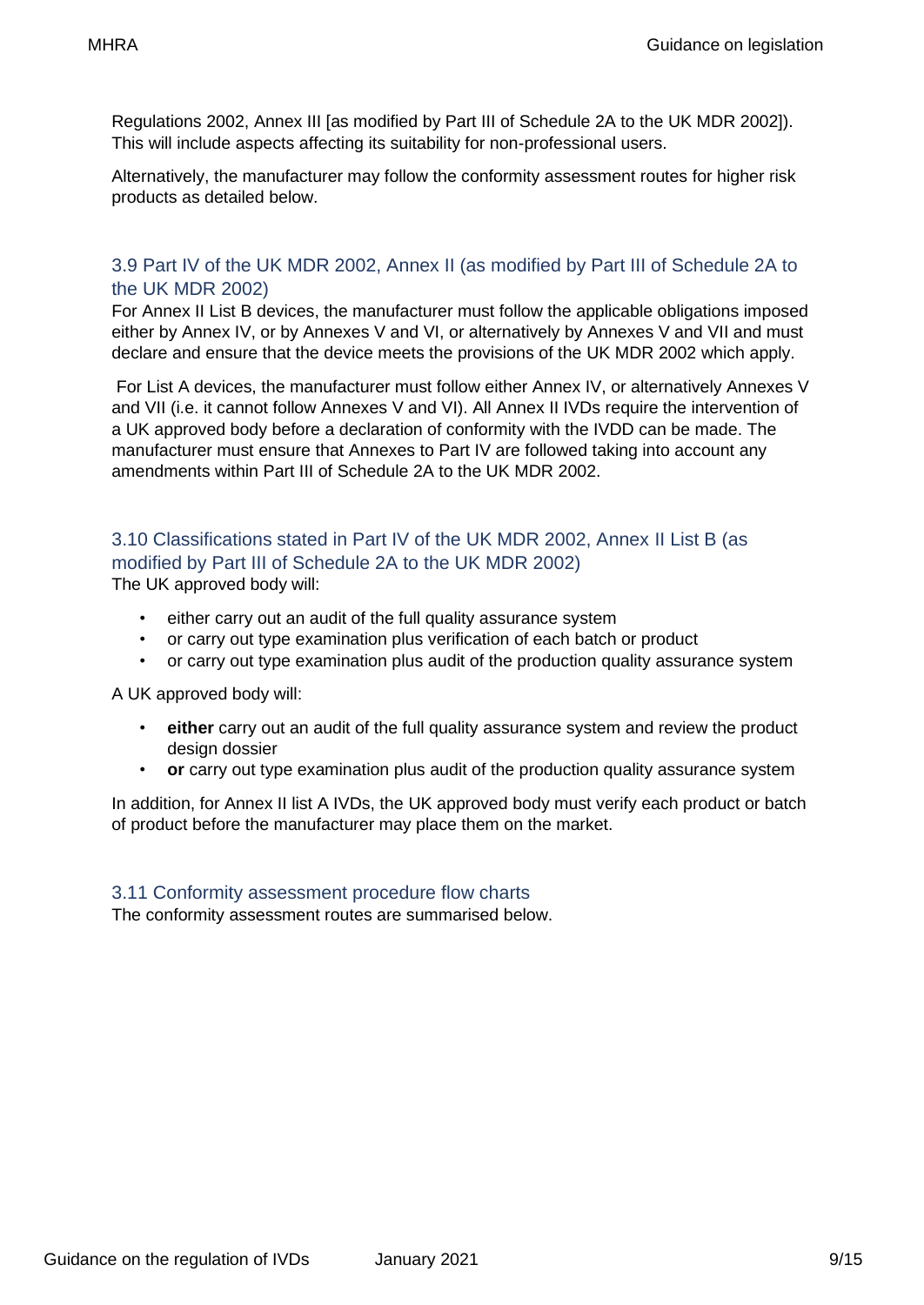Regulations 2002, Annex III [as modified by Part III of Schedule 2A to the UK MDR 2002]). This will include aspects affecting its suitability for non-professional users.

Alternatively, the manufacturer may follow the conformity assessment routes for higher risk products as detailed below.

### 3.9 Part IV of the UK MDR 2002, Annex II (as modified by Part III of Schedule 2A to the UK MDR 2002)

For Annex II List B devices, the manufacturer must follow the applicable obligations imposed either by Annex IV, or by Annexes V and VI, or alternatively by Annexes V and VII and must declare and ensure that the device meets the provisions of the UK MDR 2002 which apply.

For List A devices, the manufacturer must follow either Annex IV, or alternatively Annexes V and VII (i.e. it cannot follow Annexes V and VI). All Annex II IVDs require the intervention of a UK approved body before a declaration of conformity with the IVDD can be made. The manufacturer must ensure that Annexes to Part IV are followed taking into account any amendments within Part III of Schedule 2A to the UK MDR 2002.

### 3.10 Classifications stated in Part IV of the UK MDR 2002, Annex II List B (as modified by Part III of Schedule 2A to the UK MDR 2002)

The UK approved body will:

- either carry out an audit of the full quality assurance system
- or carry out type examination plus verification of each batch or product
- or carry out type examination plus audit of the production quality assurance system

A UK approved body will:

- **either** carry out an audit of the full quality assurance system and review the product design dossier
- **or** carry out type examination plus audit of the production quality assurance system

In addition, for Annex II list A IVDs, the UK approved body must verify each product or batch of product before the manufacturer may place them on the market.

### 3.11 Conformity assessment procedure flow charts

The conformity assessment routes are summarised below.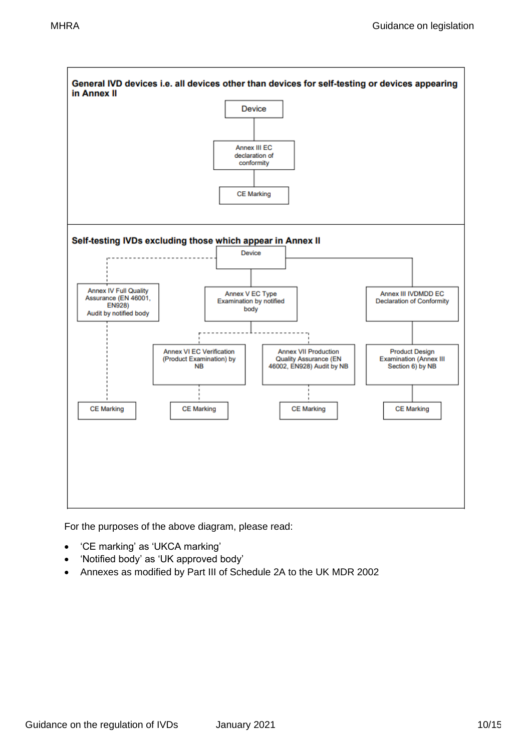**General IVD devices i.e. all devices other than devices for self-testing or devices appearing in Annex II**

Device

Annex III EC declaration of conformity

CE Marking

**Self-testing IVDs excluding those which appear in Annex II**

Device

Annex IV Full Quality Assurance (EN 46001, EN928) Audit by notified body

Annex V EC Type Examination by notified body

Annex III IVDMDD EC Declaration of Conformity

Annex VI EC Verification (Product Examination) by NB

Annex VII Production Quality Assurance (EN 46002, EN928) Audit by NB

Product Design Examination (Annex III Section 6) by NB

CE Marking

CE Marking

CE Marking

CE Marking

For the purposes of the above diagram, please read:

- 'CE marking' as 'UKCA marking'
- 'Notified body' as 'UK approved body'
- Annexes as modified by Part III of Schedule 2A to the UK MDR 2002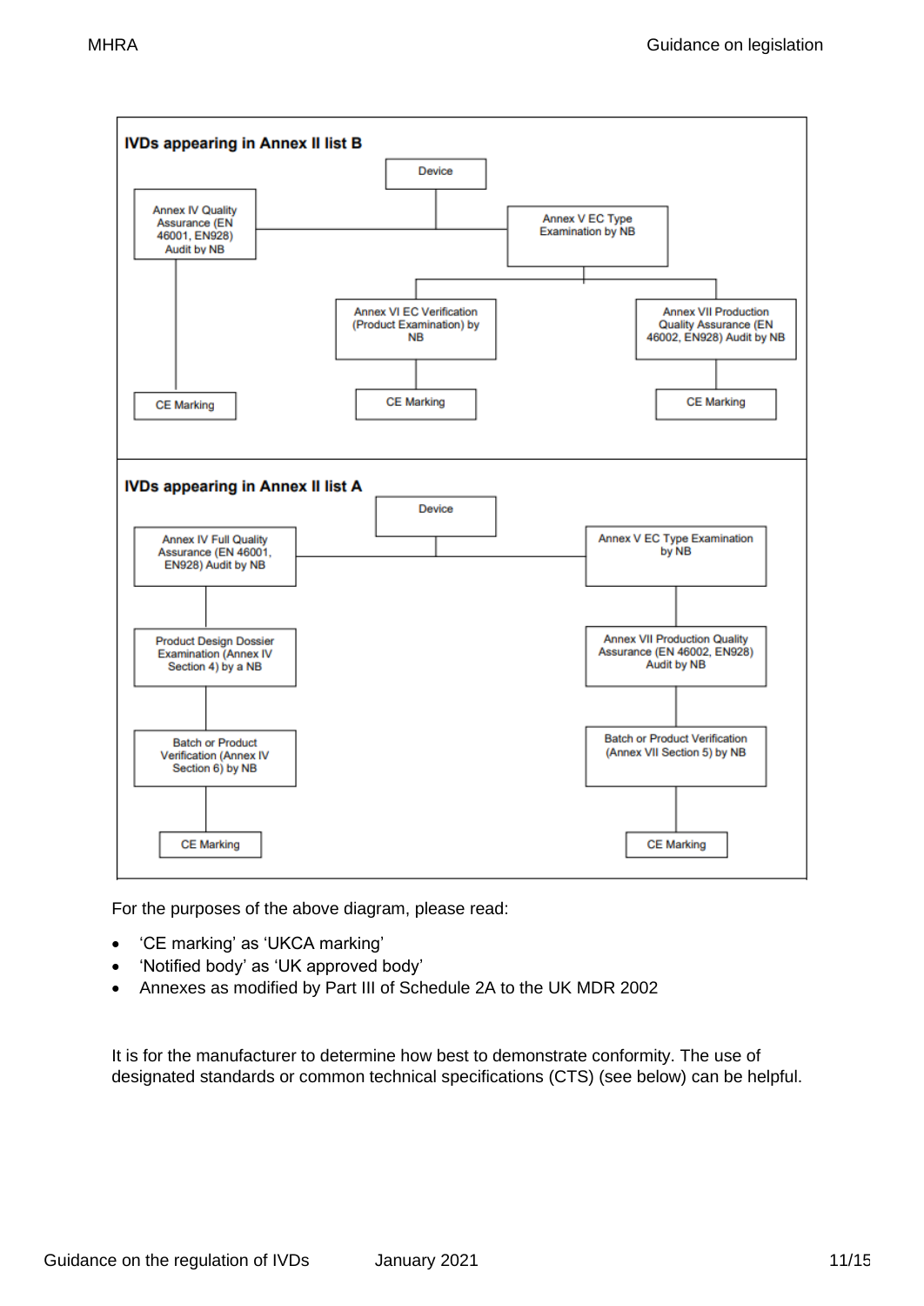**IVDs appearing in Annex II list B**

- Device
  - Annex IV Quality Assurance (EN 46001, EN928) Audit by NB
    - CE Marking
  - Annex V EC Type Examination by NB
    - Annex VI EC Verification (Product Examination) by NB
      - CE Marking
    - Annex VII Production Quality Assurance (EN 46002, EN928) Audit by NB
      - CE Marking

**IVDs appearing in Annex II list A**

- Device
  - Annex IV Full Quality Assurance (EN 46001, EN928) Audit by NB
    - Product Design Dossier Examination (Annex IV Section 4) by a NB
      - Batch or Product Verification (Annex IV Section 6) by NB
        - CE Marking
  - Annex V EC Type Examination by NB
    - Annex VII Production Quality Assurance (EN 46002, EN928) Audit by NB
      - Batch or Product Verification (Annex VII Section 5) by NB
        - CE Marking

For the purposes of the above diagram, please read:

- 'CE marking' as 'UKCA marking'
- 'Notified body' as 'UK approved body'
- Annexes as modified by Part III of Schedule 2A to the UK MDR 2002

It is for the manufacturer to determine how best to demonstrate conformity. The use of designated standards or common technical specifications (CTS) (see below) can be helpful.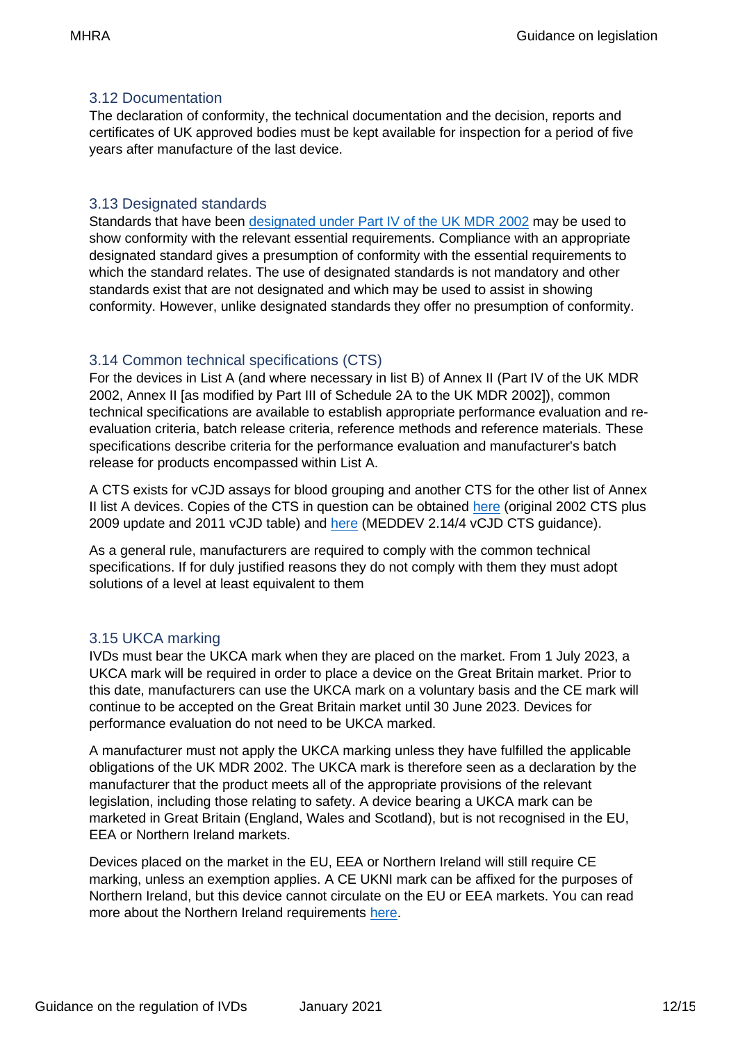### 3.12 Documentation

The declaration of conformity, the technical documentation and the decision, reports and certificates of UK approved bodies must be kept available for inspection for a period of five years after manufacture of the last device.

### 3.13 Designated standards

Standards that have been designated under Part IV of the UK MDR 2002 may be used to show conformity with the relevant essential requirements. Compliance with an appropriate designated standard gives a presumption of conformity with the essential requirements to which the standard relates. The use of designated standards is not mandatory and other standards exist that are not designated and which may be used to assist in showing conformity. However, unlike designated standards they offer no presumption of conformity.

### 3.14 Common technical specifications (CTS)

For the devices in List A (and where necessary in list B) of Annex II (Part IV of the UK MDR 2002, Annex II [as modified by Part III of Schedule 2A to the UK MDR 2002]), common technical specifications are available to establish appropriate performance evaluation and re-evaluation criteria, batch release criteria, reference methods and reference materials. These specifications describe criteria for the performance evaluation and manufacturer's batch release for products encompassed within List A.

A CTS exists for vCJD assays for blood grouping and another CTS for the other list of Annex II list A devices. Copies of the CTS in question can be obtained here (original 2002 CTS plus 2009 update and 2011 vCJD table) and here (MEDDEV 2.14/4 vCJD CTS guidance).

As a general rule, manufacturers are required to comply with the common technical specifications. If for duly justified reasons they do not comply with them they must adopt solutions of a level at least equivalent to them

### 3.15 UKCA marking

IVDs must bear the UKCA mark when they are placed on the market. From 1 July 2023, a UKCA mark will be required in order to place a device on the Great Britain market. Prior to this date, manufacturers can use the UKCA mark on a voluntary basis and the CE mark will continue to be accepted on the Great Britain market until 30 June 2023. Devices for performance evaluation do not need to be UKCA marked.

A manufacturer must not apply the UKCA marking unless they have fulfilled the applicable obligations of the UK MDR 2002. The UKCA mark is therefore seen as a declaration by the manufacturer that the product meets all of the appropriate provisions of the relevant legislation, including those relating to safety. A device bearing a UKCA mark can be marketed in Great Britain (England, Wales and Scotland), but is not recognised in the EU, EEA or Northern Ireland markets.

Devices placed on the market in the EU, EEA or Northern Ireland will still require CE marking, unless an exemption applies. A CE UKNI mark can be affixed for the purposes of Northern Ireland, but this device cannot circulate on the EU or EEA markets. You can read more about the Northern Ireland requirements here.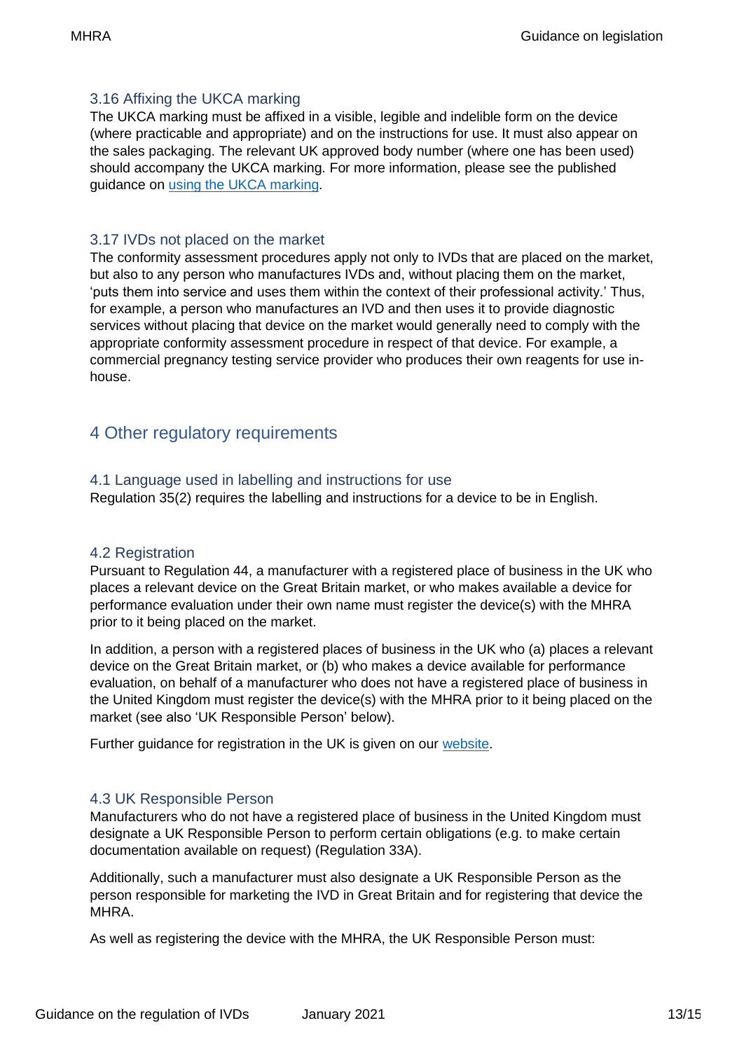### 3.16 Affixing the UKCA marking

The UKCA marking must be affixed in a visible, legible and indelible form on the device (where practicable and appropriate) and on the instructions for use. It must also appear on the sales packaging. The relevant UK approved body number (where one has been used) should accompany the UKCA marking. For more information, please see the published guidance on [using the UKCA marking](using the UKCA marking).

### 3.17 IVDs not placed on the market

The conformity assessment procedures apply not only to IVDs that are placed on the market, but also to any person who manufactures IVDs and, without placing them on the market, 'puts them into service and uses them within the context of their professional activity.' Thus, for example, a person who manufactures an IVD and then uses it to provide diagnostic services without placing that device on the market would generally need to comply with the appropriate conformity assessment procedure in respect of that device. For example, a commercial pregnancy testing service provider who produces their own reagents for use in-house.

## 4 Other regulatory requirements

### 4.1 Language used in labelling and instructions for use

Regulation 35(2) requires the labelling and instructions for a device to be in English.

### 4.2 Registration

Pursuant to Regulation 44, a manufacturer with a registered place of business in the UK who places a relevant device on the Great Britain market, or who makes available a device for performance evaluation under their own name must register the device(s) with the MHRA prior to it being placed on the market.

In addition, a person with a registered places of business in the UK who (a) places a relevant device on the Great Britain market, or (b) who makes a device available for performance evaluation, on behalf of a manufacturer who does not have a registered place of business in the United Kingdom must register the device(s) with the MHRA prior to it being placed on the market (see also 'UK Responsible Person' below).

Further guidance for registration in the UK is given on our [website](website).

### 4.3 UK Responsible Person

Manufacturers who do not have a registered place of business in the United Kingdom must designate a UK Responsible Person to perform certain obligations (e.g. to make certain documentation available on request) (Regulation 33A).

Additionally, such a manufacturer must also designate a UK Responsible Person as the person responsible for marketing the IVD in Great Britain and for registering that device the MHRA.

As well as registering the device with the MHRA, the UK Responsible Person must: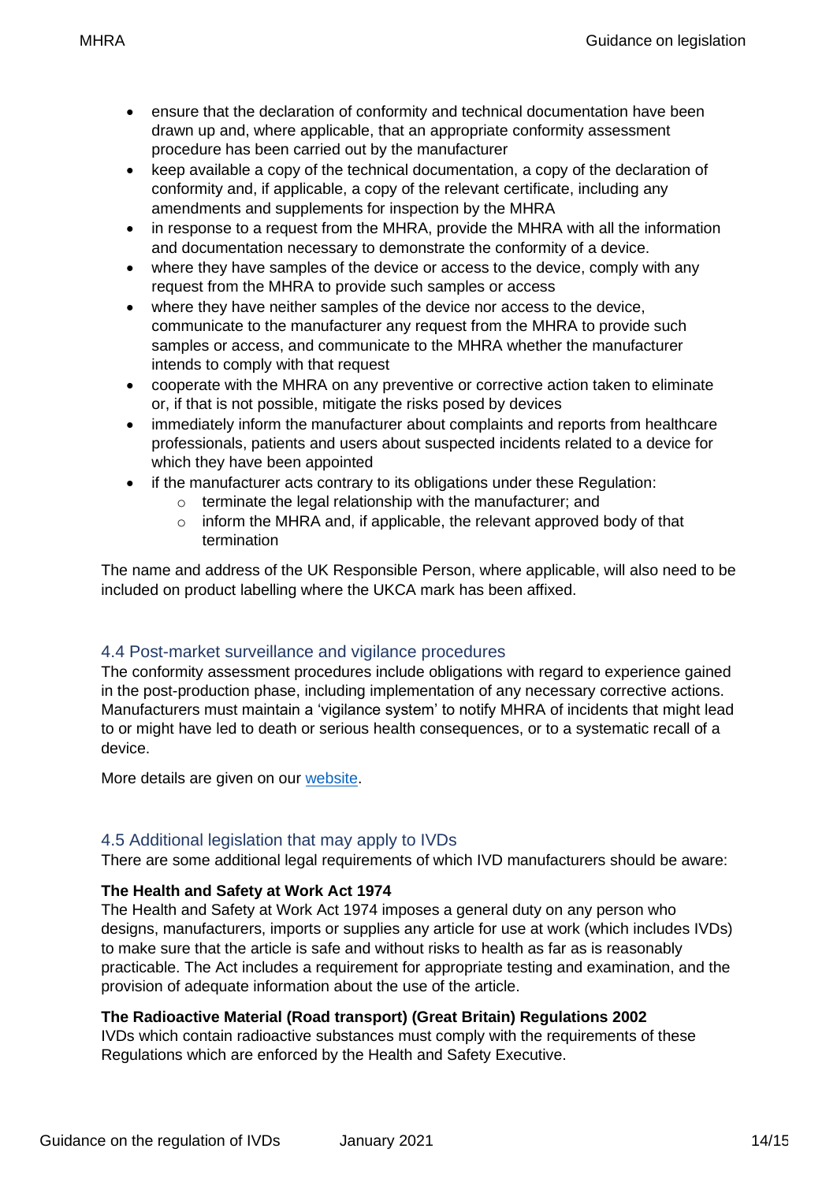- ensure that the declaration of conformity and technical documentation have been drawn up and, where applicable, that an appropriate conformity assessment procedure has been carried out by the manufacturer
- keep available a copy of the technical documentation, a copy of the declaration of conformity and, if applicable, a copy of the relevant certificate, including any amendments and supplements for inspection by the MHRA
- in response to a request from the MHRA, provide the MHRA with all the information and documentation necessary to demonstrate the conformity of a device.
- where they have samples of the device or access to the device, comply with any request from the MHRA to provide such samples or access
- where they have neither samples of the device nor access to the device, communicate to the manufacturer any request from the MHRA to provide such samples or access, and communicate to the MHRA whether the manufacturer intends to comply with that request
- cooperate with the MHRA on any preventive or corrective action taken to eliminate or, if that is not possible, mitigate the risks posed by devices
- immediately inform the manufacturer about complaints and reports from healthcare professionals, patients and users about suspected incidents related to a device for which they have been appointed
- if the manufacturer acts contrary to its obligations under these Regulation:
  - terminate the legal relationship with the manufacturer; and
  - inform the MHRA and, if applicable, the relevant approved body of that termination

The name and address of the UK Responsible Person, where applicable, will also need to be included on product labelling where the UKCA mark has been affixed.

## 4.4 Post-market surveillance and vigilance procedures

The conformity assessment procedures include obligations with regard to experience gained in the post-production phase, including implementation of any necessary corrective actions. Manufacturers must maintain a 'vigilance system' to notify MHRA of incidents that might lead to or might have led to death or serious health consequences, or to a systematic recall of a device.

More details are given on our website.

## 4.5 Additional legislation that may apply to IVDs

There are some additional legal requirements of which IVD manufacturers should be aware:

**The Health and Safety at Work Act 1974**

The Health and Safety at Work Act 1974 imposes a general duty on any person who designs, manufacturers, imports or supplies any article for use at work (which includes IVDs) to make sure that the article is safe and without risks to health as far as is reasonably practicable. The Act includes a requirement for appropriate testing and examination, and the provision of adequate information about the use of the article.

**The Radioactive Material (Road transport) (Great Britain) Regulations 2002**

IVDs which contain radioactive substances must comply with the requirements of these Regulations which are enforced by the Health and Safety Executive.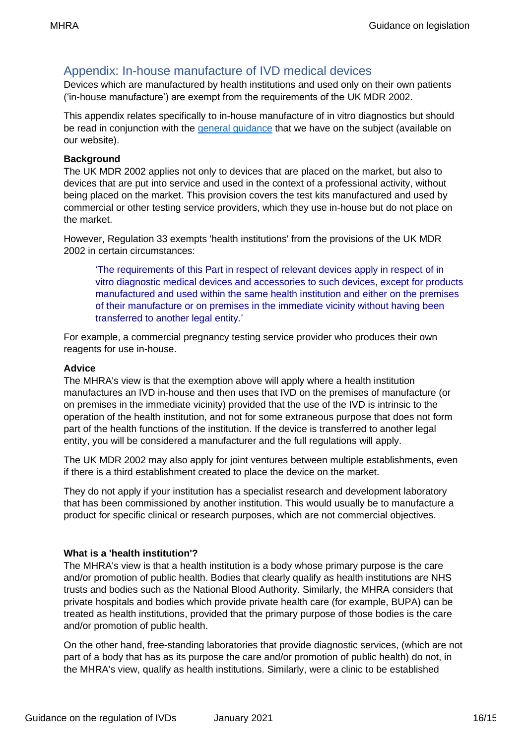## Appendix: In-house manufacture of IVD medical devices

Devices which are manufactured by health institutions and used only on their own patients ('in-house manufacture') are exempt from the requirements of the UK MDR 2002.

This appendix relates specifically to in-house manufacture of in vitro diagnostics but should be read in conjunction with the [general guidance](general guidance) that we have on the subject (available on our website).

**Background**

The UK MDR 2002 applies not only to devices that are placed on the market, but also to devices that are put into service and used in the context of a professional activity, without being placed on the market. This provision covers the test kits manufactured and used by commercial or other testing service providers, which they use in-house but do not place on the market.

However, Regulation 33 exempts 'health institutions' from the provisions of the UK MDR 2002 in certain circumstances:

> 'The requirements of this Part in respect of relevant devices apply in respect of in vitro diagnostic medical devices and accessories to such devices, except for products manufactured and used within the same health institution and either on the premises of their manufacture or on premises in the immediate vicinity without having been transferred to another legal entity.'

For example, a commercial pregnancy testing service provider who produces their own reagents for use in-house.

**Advice**

The MHRA's view is that the exemption above will apply where a health institution manufactures an IVD in-house and then uses that IVD on the premises of manufacture (or on premises in the immediate vicinity) provided that the use of the IVD is intrinsic to the operation of the health institution, and not for some extraneous purpose that does not form part of the health functions of the institution. If the device is transferred to another legal entity, you will be considered a manufacturer and the full regulations will apply.

The UK MDR 2002 may also apply for joint ventures between multiple establishments, even if there is a third establishment created to place the device on the market.

They do not apply if your institution has a specialist research and development laboratory that has been commissioned by another institution. This would usually be to manufacture a product for specific clinical or research purposes, which are not commercial objectives.

**What is a 'health institution'?**

The MHRA's view is that a health institution is a body whose primary purpose is the care and/or promotion of public health. Bodies that clearly qualify as health institutions are NHS trusts and bodies such as the National Blood Authority. Similarly, the MHRA considers that private hospitals and bodies which provide private health care (for example, BUPA) can be treated as health institutions, provided that the primary purpose of those bodies is the care and/or promotion of public health.

On the other hand, free-standing laboratories that provide diagnostic services, (which are not part of a body that has as its purpose the care and/or promotion of public health) do not, in the MHRA's view, qualify as health institutions. Similarly, were a clinic to be established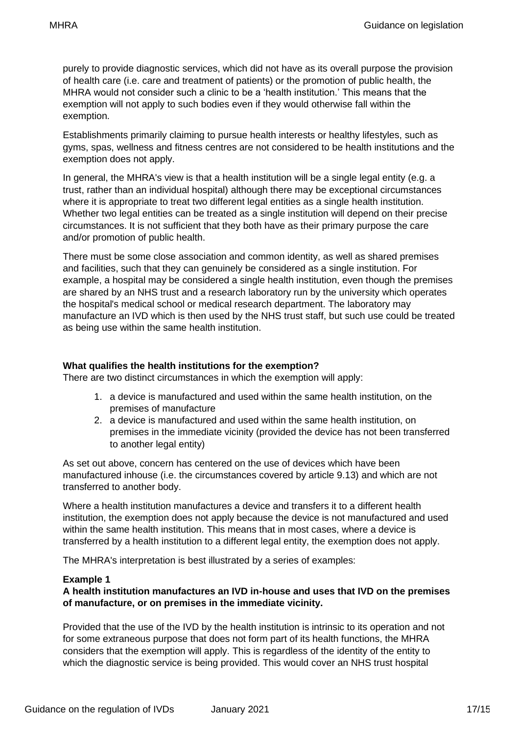purely to provide diagnostic services, which did not have as its overall purpose the provision of health care (i.e. care and treatment of patients) or the promotion of public health, the MHRA would not consider such a clinic to be a 'health institution.' This means that the exemption will not apply to such bodies even if they would otherwise fall within the exemption.

Establishments primarily claiming to pursue health interests or healthy lifestyles, such as gyms, spas, wellness and fitness centres are not considered to be health institutions and the exemption does not apply.

In general, the MHRA's view is that a health institution will be a single legal entity (e.g. a trust, rather than an individual hospital) although there may be exceptional circumstances where it is appropriate to treat two different legal entities as a single health institution. Whether two legal entities can be treated as a single institution will depend on their precise circumstances. It is not sufficient that they both have as their primary purpose the care and/or promotion of public health.

There must be some close association and common identity, as well as shared premises and facilities, such that they can genuinely be considered as a single institution. For example, a hospital may be considered a single health institution, even though the premises are shared by an NHS trust and a research laboratory run by the university which operates the hospital's medical school or medical research department. The laboratory may manufacture an IVD which is then used by the NHS trust staff, but such use could be treated as being use within the same health institution.

**What qualifies the health institutions for the exemption?**

There are two distinct circumstances in which the exemption will apply:

1. a device is manufactured and used within the same health institution, on the premises of manufacture
2. a device is manufactured and used within the same health institution, on premises in the immediate vicinity (provided the device has not been transferred to another legal entity)

As set out above, concern has centered on the use of devices which have been manufactured inhouse (i.e. the circumstances covered by article 9.13) and which are not transferred to another body.

Where a health institution manufactures a device and transfers it to a different health institution, the exemption does not apply because the device is not manufactured and used within the same health institution. This means that in most cases, where a device is transferred by a health institution to a different legal entity, the exemption does not apply.

The MHRA's interpretation is best illustrated by a series of examples:

**Example 1**

**A health institution manufactures an IVD in-house and uses that IVD on the premises of manufacture, or on premises in the immediate vicinity.**

Provided that the use of the IVD by the health institution is intrinsic to its operation and not for some extraneous purpose that does not form part of its health functions, the MHRA considers that the exemption will apply. This is regardless of the identity of the entity to which the diagnostic service is being provided. This would cover an NHS trust hospital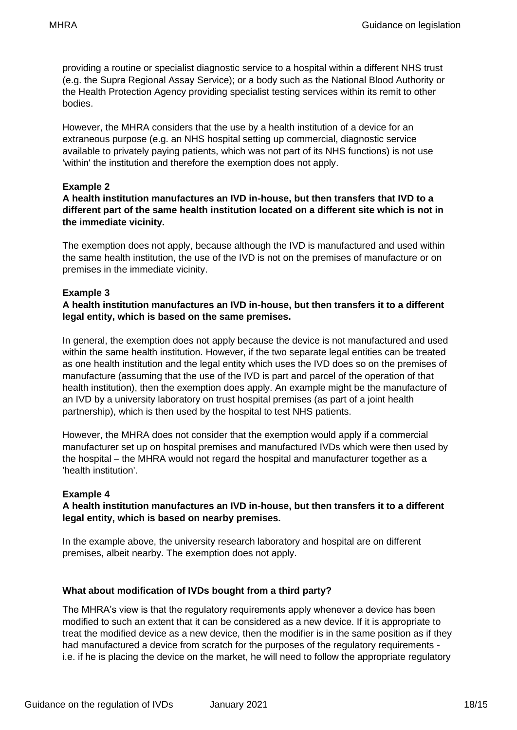providing a routine or specialist diagnostic service to a hospital within a different NHS trust (e.g. the Supra Regional Assay Service); or a body such as the National Blood Authority or the Health Protection Agency providing specialist testing services within its remit to other bodies.

However, the MHRA considers that the use by a health institution of a device for an extraneous purpose (e.g. an NHS hospital setting up commercial, diagnostic service available to privately paying patients, which was not part of its NHS functions) is not use 'within' the institution and therefore the exemption does not apply.

**Example 2**

**A health institution manufactures an IVD in-house, but then transfers that IVD to a different part of the same health institution located on a different site which is not in the immediate vicinity.**

The exemption does not apply, because although the IVD is manufactured and used within the same health institution, the use of the IVD is not on the premises of manufacture or on premises in the immediate vicinity.

**Example 3**

**A health institution manufactures an IVD in-house, but then transfers it to a different legal entity, which is based on the same premises.**

In general, the exemption does not apply because the device is not manufactured and used within the same health institution. However, if the two separate legal entities can be treated as one health institution and the legal entity which uses the IVD does so on the premises of manufacture (assuming that the use of the IVD is part and parcel of the operation of that health institution), then the exemption does apply. An example might be the manufacture of an IVD by a university laboratory on trust hospital premises (as part of a joint health partnership), which is then used by the hospital to test NHS patients.

However, the MHRA does not consider that the exemption would apply if a commercial manufacturer set up on hospital premises and manufactured IVDs which were then used by the hospital – the MHRA would not regard the hospital and manufacturer together as a 'health institution'.

**Example 4**

**A health institution manufactures an IVD in-house, but then transfers it to a different legal entity, which is based on nearby premises.**

In the example above, the university research laboratory and hospital are on different premises, albeit nearby. The exemption does not apply.

**What about modification of IVDs bought from a third party?**

The MHRA's view is that the regulatory requirements apply whenever a device has been modified to such an extent that it can be considered as a new device. If it is appropriate to treat the modified device as a new device, then the modifier is in the same position as if they had manufactured a device from scratch for the purposes of the regulatory requirements - i.e. if he is placing the device on the market, he will need to follow the appropriate regulatory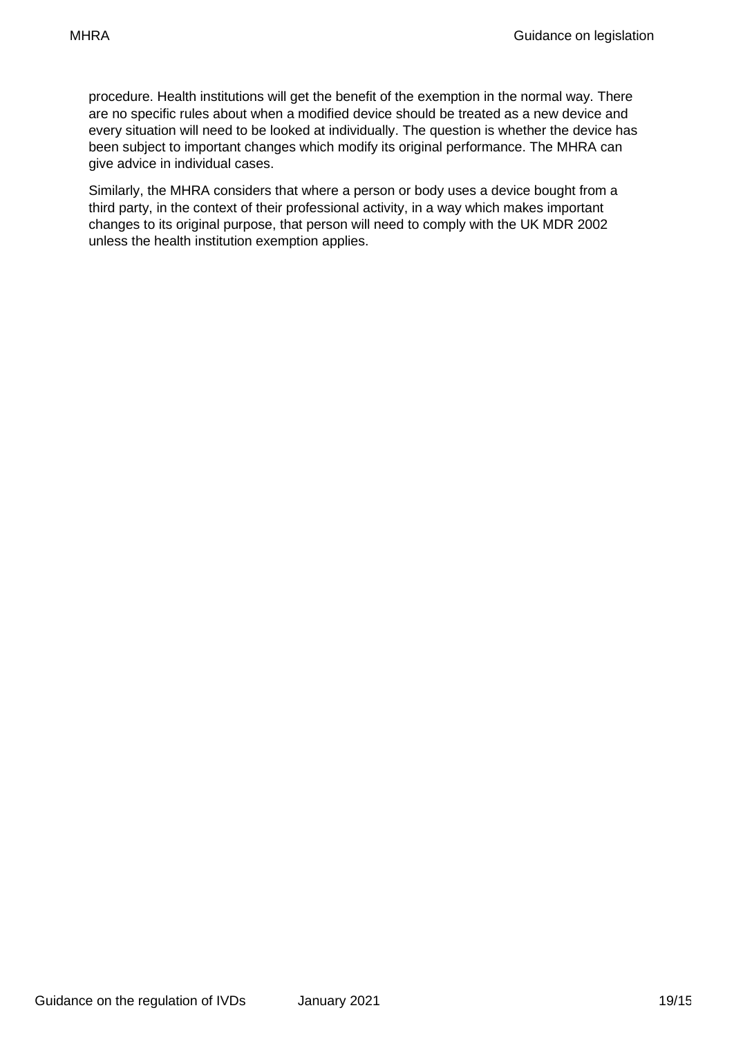procedure. Health institutions will get the benefit of the exemption in the normal way. There are no specific rules about when a modified device should be treated as a new device and every situation will need to be looked at individually. The question is whether the device has been subject to important changes which modify its original performance. The MHRA can give advice in individual cases.

Similarly, the MHRA considers that where a person or body uses a device bought from a third party, in the context of their professional activity, in a way which makes important changes to its original purpose, that person will need to comply with the UK MDR 2002 unless the health institution exemption applies.